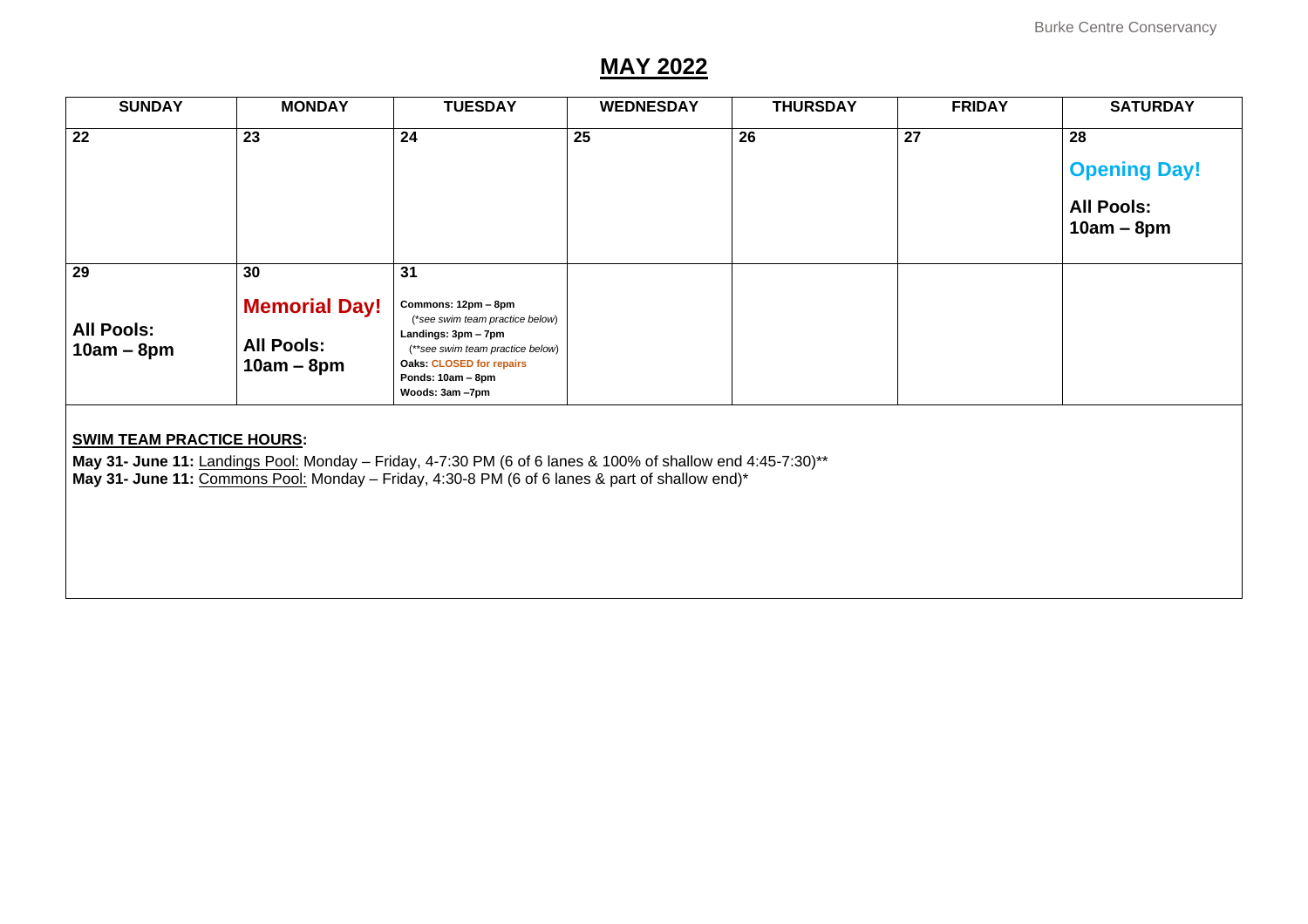# MAY 2022

| SUNDAY | MONDAY | TUESDAY | WEDNESDAY | THURSDAY | FRIDAY | SATURDAY |
|---|---|---|---|---|---|---|
| **22** | **23** | **24** | **25** | **26** | **27** | **28**<br>**Opening Day!**<br>**All Pools: 10am – 8pm** |
| **29**<br>**All Pools: 10am – 8pm** | **30**<br>**Memorial Day!**<br>**All Pools: 10am – 8pm** | **31**<br>**Commons: 12pm – 8pm**<br>(*\*see swim team practice below*)<br>**Landings: 3pm – 7pm**<br>(*\*\*see swim team practice below*)<br>**Oaks: CLOSED for repairs**<br>**Ponds: 10am – 8pm**<br>**Woods: 3am –7pm** | | | | |

**SWIM TEAM PRACTICE HOURS:**

**May 31- June 11:** Landings Pool: Monday – Friday, 4-7:30 PM (6 of 6 lanes & 100% of shallow end 4:45-7:30)**

**May 31- June 11:** Commons Pool: Monday – Friday, 4:30-8 PM (6 of 6 lanes & part of shallow end)*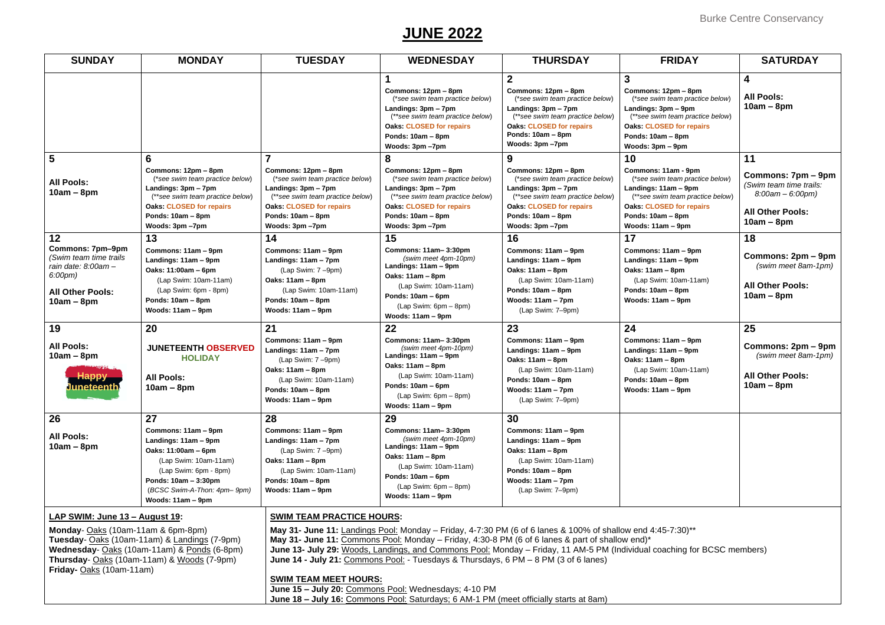# JUNE 2022

| SUNDAY | MONDAY | TUESDAY | WEDNESDAY | THURSDAY | FRIDAY | SATURDAY |
|---|---|---|---|---|---|---|
| | | | **1**<br>**Commons: 12pm – 8pm**<br>*(\*see swim team practice below)*<br>**Landings: 3pm – 7pm**<br>*(\*\*see swim team practice below)*<br>**Oaks: CLOSED for repairs**<br>**Ponds: 10am – 8pm**<br>**Woods: 3pm –7pm** | **2**<br>**Commons: 12pm – 8pm**<br>*(\*see swim team practice below)*<br>**Landings: 3pm – 7pm**<br>*(\*\*see swim team practice below)*<br>**Oaks: CLOSED for repairs**<br>**Ponds: 10am – 8pm**<br>**Woods: 3pm –7pm** | **3**<br>**Commons: 12pm – 8pm**<br>*(\*see swim team practice below)*<br>**Landings: 3pm – 9pm**<br>*(\*\*see swim team practice below)*<br>**Oaks: CLOSED for repairs**<br>**Ponds: 10am – 8pm**<br>**Woods: 3pm – 9pm** | **4**<br>**All Pools:**<br>**10am – 8pm** |
| **5**<br>**All Pools:**<br>**10am – 8pm** | **6**<br>**Commons: 12pm – 8pm**<br>*(\*see swim team practice below)*<br>**Landings: 3pm – 7pm**<br>*(\*\*see swim team practice below)*<br>**Oaks: CLOSED for repairs**<br>**Ponds: 10am – 8pm**<br>**Woods: 3pm –7pm** | **7**<br>**Commons: 12pm – 8pm**<br>*(\*see swim team practice below)*<br>**Landings: 3pm – 7pm**<br>*(\*\*see swim team practice below)*<br>**Oaks: CLOSED for repairs**<br>**Ponds: 10am – 8pm**<br>**Woods: 3pm –7pm** | **8**<br>**Commons: 12pm – 8pm**<br>*(\*see swim team practice below)*<br>**Landings: 3pm – 7pm**<br>*(\*\*see swim team practice below)*<br>**Oaks: CLOSED for repairs**<br>**Ponds: 10am – 8pm**<br>**Woods: 3pm –7pm** | **9**<br>**Commons: 12pm – 8pm**<br>*(\*see swim team practice below)*<br>**Landings: 3pm – 7pm**<br>*(\*\*see swim team practice below)*<br>**Oaks: CLOSED for repairs**<br>**Ponds: 10am – 8pm**<br>**Woods: 3pm –7pm** | **10**<br>**Commons: 11am - 9pm**<br>*(\*see swim team practice below)*<br>**Landings: 11am – 9pm**<br>*(\*\*see swim team practice below)*<br>**Oaks: CLOSED for repairs**<br>**Ponds: 10am – 8pm**<br>**Woods: 11am – 9pm** | **11**<br>**Commons: 7pm – 9pm**<br>*(Swim team time trails: 8:00am – 6:00pm)*<br>**All Other Pools:**<br>**10am – 8pm** |
| **12**<br>**Commons: 7pm–9pm**<br>*(Swim team time trails rain date: 8:00am – 6:00pm)*<br>**All Other Pools:**<br>**10am – 8pm** | **13**<br>**Commons: 11am – 9pm**<br>**Landings: 11am – 9pm**<br>**Oaks: 11:00am – 6pm**<br>(Lap Swim: 10am-11am)<br>(Lap Swim: 6pm - 8pm)<br>**Ponds: 10am – 8pm**<br>**Woods: 11am – 9pm** | **14**<br>**Commons: 11am – 9pm**<br>**Landings: 11am – 7pm**<br>(Lap Swim: 7 –9pm)<br>**Oaks: 11am – 8pm**<br>(Lap Swim: 10am-11am)<br>**Ponds: 10am – 8pm**<br>**Woods: 11am – 9pm** | **15**<br>**Commons: 11am– 3:30pm**<br>*(swim meet 4pm-10pm)*<br>**Landings: 11am – 9pm**<br>**Oaks: 11am – 8pm**<br>(Lap Swim: 10am-11am)<br>**Ponds: 10am – 6pm**<br>(Lap Swim: 6pm – 8pm)<br>**Woods: 11am – 9pm** | **16**<br>**Commons: 11am – 9pm**<br>**Landings: 11am – 9pm**<br>**Oaks: 11am – 8pm**<br>(Lap Swim: 10am-11am)<br>**Ponds: 10am – 8pm**<br>**Woods: 11am – 7pm**<br>(Lap Swim: 7–9pm) | **17**<br>**Commons: 11am – 9pm**<br>**Landings: 11am – 9pm**<br>**Oaks: 11am – 8pm**<br>(Lap Swim: 10am-11am)<br>**Ponds: 10am – 8pm**<br>**Woods: 11am – 9pm** | **18**<br>**Commons: 2pm – 9pm**<br>*(swim meet 8am-1pm)*<br>**All Other Pools:**<br>**10am – 8pm** |
| **19**<br>**All Pools:**<br>**10am – 8pm**<br>Happy Juneteenth | **20**<br>**JUNETEENTH OBSERVED HOLIDAY**<br>**All Pools:**<br>**10am – 8pm** | **21**<br>**Commons: 11am – 9pm**<br>**Landings: 11am – 7pm**<br>(Lap Swim: 7 –9pm)<br>**Oaks: 11am – 8pm**<br>(Lap Swim: 10am-11am)<br>**Ponds: 10am – 8pm**<br>**Woods: 11am – 9pm** | **22**<br>**Commons: 11am– 3:30pm**<br>*(swim meet 4pm-10pm)*<br>**Landings: 11am – 9pm**<br>**Oaks: 11am – 8pm**<br>(Lap Swim: 10am-11am)<br>**Ponds: 10am – 6pm**<br>(Lap Swim: 6pm – 8pm)<br>**Woods: 11am – 9pm** | **23**<br>**Commons: 11am – 9pm**<br>**Landings: 11am – 9pm**<br>**Oaks: 11am – 8pm**<br>(Lap Swim: 10am-11am)<br>**Ponds: 10am – 8pm**<br>**Woods: 11am – 7pm**<br>(Lap Swim: 7–9pm) | **24**<br>**Commons: 11am – 9pm**<br>**Landings: 11am – 9pm**<br>**Oaks: 11am – 8pm**<br>(Lap Swim: 10am-11am)<br>**Ponds: 10am – 8pm**<br>**Woods: 11am – 9pm** | **25**<br>**Commons: 2pm – 9pm**<br>*(swim meet 8am-1pm)*<br>**All Other Pools:**<br>**10am – 8pm** |
| **26**<br>**All Pools:**<br>**10am – 8pm** | **27**<br>**Commons: 11am – 9pm**<br>**Landings: 11am – 9pm**<br>**Oaks: 11:00am – 6pm**<br>(Lap Swim: 10am-11am)<br>(Lap Swim: 6pm - 8pm)<br>**Ponds: 10am – 3:30pm**<br>*(BCSC Swim-A-Thon: 4pm– 9pm)*<br>**Woods: 11am – 9pm** | **28**<br>**Commons: 11am – 9pm**<br>**Landings: 11am – 7pm**<br>(Lap Swim: 7 –9pm)<br>**Oaks: 11am – 8pm**<br>(Lap Swim: 10am-11am)<br>**Ponds: 10am – 8pm**<br>**Woods: 11am – 9pm** | **29**<br>**Commons: 11am– 3:30pm**<br>*(swim meet 4pm-10pm)*<br>**Landings: 11am – 9pm**<br>**Oaks: 11am – 8pm**<br>(Lap Swim: 10am-11am)<br>**Ponds: 10am – 6pm**<br>(Lap Swim: 6pm – 8pm)<br>**Woods: 11am – 9pm** | **30**<br>**Commons: 11am – 9pm**<br>**Landings: 11am – 9pm**<br>**Oaks: 11am – 8pm**<br>(Lap Swim: 10am-11am)<br>**Ponds: 10am – 8pm**<br>**Woods: 11am – 7pm**<br>(Lap Swim: 7–9pm) | | |

**LAP SWIM: June 13 – August 19:**

**Monday**- Oaks (10am-11am & 6pm-8pm)
**Tuesday**- Oaks (10am-11am) & Landings (7-9pm)
**Wednesday**- Oaks (10am-11am) & Ponds (6-8pm)
**Thursday**- Oaks (10am-11am) & Woods (7-9pm)
**Friday**- Oaks (10am-11am)

**SWIM TEAM PRACTICE HOURS:**

**May 31- June 11:** Landings Pool: Monday – Friday, 4-7:30 PM (6 of 6 lanes & 100% of shallow end 4:45-7:30)**
**May 31- June 11:** Commons Pool: Monday – Friday, 4:30-8 PM (6 of 6 lanes & part of shallow end)*
**June 13- July 29:** Woods, Landings, and Commons Pool: Monday – Friday, 11 AM-5 PM (Individual coaching for BCSC members)
**June 14 - July 21:** Commons Pool: - Tuesdays & Thursdays, 6 PM – 8 PM (3 of 6 lanes)

**SWIM TEAM MEET HOURS:**
**June 15 – July 20:** Commons Pool: Wednesdays; 4-10 PM
**June 18 – July 16:** Commons Pool: Saturdays; 6 AM-1 PM (meet officially starts at 8am)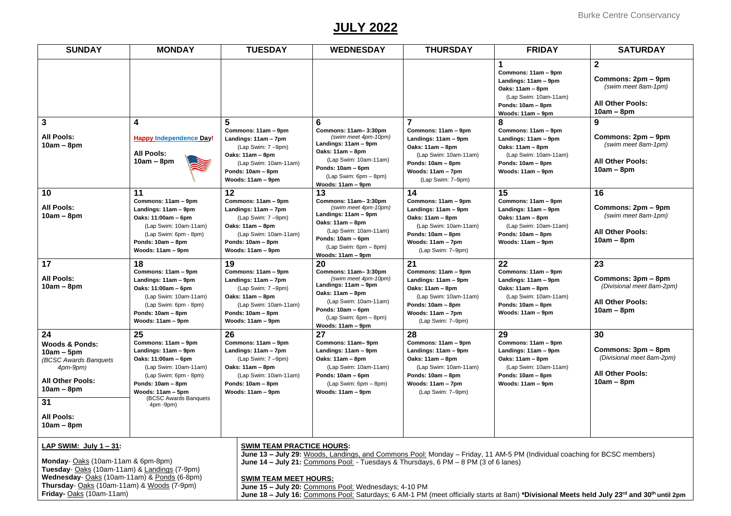# JULY 2022

| SUNDAY | MONDAY | TUESDAY | WEDNESDAY | THURSDAY | FRIDAY | SATURDAY |
|---|---|---|---|---|---|---|
| | | | | | **1**<br>**Commons: 11am – 9pm**<br>**Landings: 11am – 9pm**<br>**Oaks: 11am – 8pm**<br>(Lap Swim: 10am-11am)<br>**Ponds: 10am – 8pm**<br>**Woods: 11am – 9pm** | **2**<br>**Commons: 2pm – 9pm**<br>*(swim meet 8am-1pm)*<br>**All Other Pools: 10am – 8pm** |
| **3**<br>**All Pools: 10am – 8pm** | **4**<br>**Happy Independence Day!**<br>**All Pools: 10am – 8pm** | **5**<br>**Commons: 11am – 9pm**<br>**Landings: 11am – 7pm**<br>(Lap Swim: 7 –9pm)<br>**Oaks: 11am – 8pm**<br>(Lap Swim: 10am-11am)<br>**Ponds: 10am – 8pm**<br>**Woods: 11am – 9pm** | **6**<br>**Commons: 11am– 3:30pm**<br>*(swim meet 4pm-10pm)*<br>**Landings: 11am – 9pm**<br>**Oaks: 11am – 8pm**<br>(Lap Swim: 10am-11am)<br>**Ponds: 10am – 6pm**<br>(Lap Swim: 6pm – 8pm)<br>**Woods: 11am – 9pm** | **7**<br>**Commons: 11am – 9pm**<br>**Landings: 11am – 9pm**<br>**Oaks: 11am – 8pm**<br>(Lap Swim: 10am-11am)<br>**Ponds: 10am – 8pm**<br>**Woods: 11am – 7pm**<br>(Lap Swim: 7–9pm) | **8**<br>**Commons: 11am – 9pm**<br>**Landings: 11am – 9pm**<br>**Oaks: 11am – 8pm**<br>(Lap Swim: 10am-11am)<br>**Ponds: 10am – 8pm**<br>**Woods: 11am – 9pm** | **9**<br>**Commons: 2pm – 9pm**<br>*(swim meet 8am-1pm)*<br>**All Other Pools: 10am – 8pm** |
| **10**<br>**All Pools: 10am – 8pm** | **11**<br>**Commons: 11am – 9pm**<br>**Landings: 11am – 9pm**<br>**Oaks: 11:00am – 6pm**<br>(Lap Swim: 10am-11am)<br>(Lap Swim: 6pm - 8pm)<br>**Ponds: 10am – 8pm**<br>**Woods: 11am – 9pm** | **12**<br>**Commons: 11am – 9pm**<br>**Landings: 11am – 7pm**<br>(Lap Swim: 7 –9pm)<br>**Oaks: 11am – 8pm**<br>(Lap Swim: 10am-11am)<br>**Ponds: 10am – 8pm**<br>**Woods: 11am – 9pm** | **13**<br>**Commons: 11am– 3:30pm**<br>*(swim meet 4pm-10pm)*<br>**Landings: 11am – 9pm**<br>**Oaks: 11am – 8pm**<br>(Lap Swim: 10am-11am)<br>**Ponds: 10am – 6pm**<br>(Lap Swim: 6pm – 8pm)<br>**Woods: 11am – 9pm** | **14**<br>**Commons: 11am – 9pm**<br>**Landings: 11am – 9pm**<br>**Oaks: 11am – 8pm**<br>(Lap Swim: 10am-11am)<br>**Ponds: 10am – 8pm**<br>**Woods: 11am – 7pm**<br>(Lap Swim: 7–9pm) | **15**<br>**Commons: 11am – 9pm**<br>**Landings: 11am – 9pm**<br>**Oaks: 11am – 8pm**<br>(Lap Swim: 10am-11am)<br>**Ponds: 10am – 8pm**<br>**Woods: 11am – 9pm** | **16**<br>**Commons: 2pm – 9pm**<br>*(swim meet 8am-1pm)*<br>**All Other Pools: 10am – 8pm** |
| **17**<br>**All Pools: 10am – 8pm** | **18**<br>**Commons: 11am – 9pm**<br>**Landings: 11am – 9pm**<br>**Oaks: 11:00am – 6pm**<br>(Lap Swim: 10am-11am)<br>(Lap Swim: 6pm - 8pm)<br>**Ponds: 10am – 8pm**<br>**Woods: 11am – 9pm** | **19**<br>**Commons: 11am – 9pm**<br>**Landings: 11am – 7pm**<br>(Lap Swim: 7 –9pm)<br>**Oaks: 11am – 8pm**<br>(Lap Swim: 10am-11am)<br>**Ponds: 10am – 8pm**<br>**Woods: 11am – 9pm** | **20**<br>**Commons: 11am– 3:30pm**<br>*(swim meet 4pm-10pm)*<br>**Landings: 11am – 9pm**<br>**Oaks: 11am – 8pm**<br>(Lap Swim: 10am-11am)<br>**Ponds: 10am – 6pm**<br>(Lap Swim: 6pm – 8pm)<br>**Woods: 11am – 9pm** | **21**<br>**Commons: 11am – 9pm**<br>**Landings: 11am – 9pm**<br>**Oaks: 11am – 8pm**<br>(Lap Swim: 10am-11am)<br>**Ponds: 10am – 8pm**<br>**Woods: 11am – 7pm**<br>(Lap Swim: 7–9pm) | **22**<br>**Commons: 11am – 9pm**<br>**Landings: 11am – 9pm**<br>**Oaks: 11am – 8pm**<br>(Lap Swim: 10am-11am)<br>**Ponds: 10am – 8pm**<br>**Woods: 11am – 9pm** | **23**<br>**Commons: 3pm – 8pm**<br>*(Divisional meet 8am-2pm)*<br>**All Other Pools: 10am – 8pm** |
| **24**<br>**Woods & Ponds: 10am – 5pm**<br>*(BCSC Awards Banquets 4pm-9pm)*<br>**All Other Pools: 10am – 8pm**<br><br>**31**<br>**All Pools: 10am – 8pm** | **25**<br>**Commons: 11am – 9pm**<br>**Landings: 11am – 9pm**<br>**Oaks: 11:00am – 6pm**<br>(Lap Swim: 10am-11am)<br>(Lap Swim: 6pm - 8pm)<br>**Ponds: 10am – 8pm**<br>**Woods: 11am – 5pm**<br>(BCSC Awards Banquets 4pm -9pm) | **26**<br>**Commons: 11am – 9pm**<br>**Landings: 11am – 7pm**<br>(Lap Swim: 7 –9pm)<br>**Oaks: 11am – 8pm**<br>(Lap Swim: 10am-11am)<br>**Ponds: 10am – 8pm**<br>**Woods: 11am – 9pm** | **27**<br>**Commons: 11am– 9pm**<br>**Landings: 11am – 9pm**<br>**Oaks: 11am – 8pm**<br>(Lap Swim: 10am-11am)<br>**Ponds: 10am – 6pm**<br>(Lap Swim: 6pm – 8pm)<br>**Woods: 11am – 9pm** | **28**<br>**Commons: 11am – 9pm**<br>**Landings: 11am – 9pm**<br>**Oaks: 11am – 8pm**<br>(Lap Swim: 10am-11am)<br>**Ponds: 10am – 8pm**<br>**Woods: 11am – 7pm**<br>(Lap Swim: 7–9pm) | **29**<br>**Commons: 11am – 9pm**<br>**Landings: 11am – 9pm**<br>**Oaks: 11am – 8pm**<br>(Lap Swim: 10am-11am)<br>**Ponds: 10am – 8pm**<br>**Woods: 11am – 9pm** | **30**<br>**Commons: 3pm – 8pm**<br>*(Divisional meet 8am-2pm)*<br>**All Other Pools: 10am – 8pm** |

**LAP SWIM: July 1 – 31:**

**Monday**- Oaks (10am-11am & 6pm-8pm)
**Tuesday**- Oaks (10am-11am) & Landings (7-9pm)
**Wednesday**- Oaks (10am-11am) & Ponds (6-8pm)
**Thursday**- Oaks (10am-11am) & Woods (7-9pm)
**Friday-** Oaks (10am-11am)

**SWIM TEAM PRACTICE HOURS:**
**June 13 – July 29:** Woods, Landings, and Commons Pool: Monday – Friday, 11 AM-5 PM (Individual coaching for BCSC members)
**June 14 – July 21:** Commons Pool: - Tuesdays & Thursdays, 6 PM – 8 PM (3 of 6 lanes)

**SWIM TEAM MEET HOURS:**
**June 15 – July 20:** Commons Pool: Wednesdays; 4-10 PM
**June 18 – July 16:** Commons Pool: Saturdays; 6 AM-1 PM (meet officially starts at 8am) **\*Divisional Meets held July 23rd and 30th until 2pm**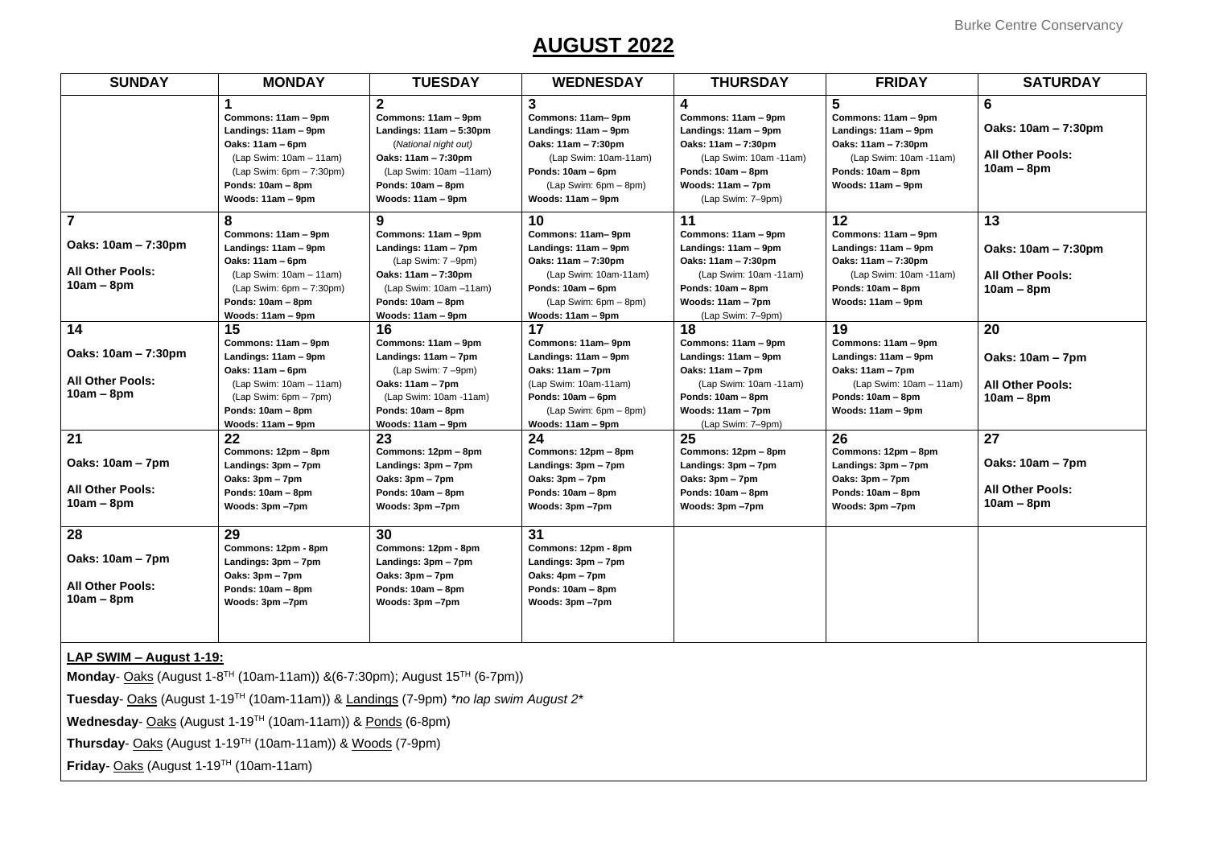# AUGUST 2022

| SUNDAY | MONDAY | TUESDAY | WEDNESDAY | THURSDAY | FRIDAY | SATURDAY |
|---|---|---|---|---|---|---|
| | **1**<br>**Commons: 11am – 9pm**<br>**Landings: 11am – 9pm**<br>**Oaks: 11am – 6pm**<br>(Lap Swim: 10am – 11am)<br>(Lap Swim: 6pm – 7:30pm)<br>**Ponds: 10am – 8pm**<br>**Woods: 11am – 9pm** | **2**<br>**Commons: 11am – 9pm**<br>**Landings: 11am – 5:30pm**<br>*(National night out)*<br>**Oaks: 11am – 7:30pm**<br>(Lap Swim: 10am –11am)<br>**Ponds: 10am – 8pm**<br>**Woods: 11am – 9pm** | **3**<br>**Commons: 11am– 9pm**<br>**Landings: 11am – 9pm**<br>**Oaks: 11am – 7:30pm**<br>(Lap Swim: 10am-11am)<br>**Ponds: 10am – 6pm**<br>(Lap Swim: 6pm – 8pm)<br>**Woods: 11am – 9pm** | **4**<br>**Commons: 11am – 9pm**<br>**Landings: 11am – 9pm**<br>**Oaks: 11am – 7:30pm**<br>(Lap Swim: 10am -11am)<br>**Ponds: 10am – 8pm**<br>**Woods: 11am – 7pm**<br>(Lap Swim: 7–9pm) | **5**<br>**Commons: 11am – 9pm**<br>**Landings: 11am – 9pm**<br>**Oaks: 11am – 7:30pm**<br>(Lap Swim: 10am -11am)<br>**Ponds: 10am – 8pm**<br>**Woods: 11am – 9pm** | **6**<br>**Oaks: 10am – 7:30pm**<br>**All Other Pools: 10am – 8pm** |
| **7**<br>**Oaks: 10am – 7:30pm**<br>**All Other Pools: 10am – 8pm** | **8**<br>**Commons: 11am – 9pm**<br>**Landings: 11am – 9pm**<br>**Oaks: 11am – 6pm**<br>(Lap Swim: 10am – 11am)<br>(Lap Swim: 6pm – 7:30pm)<br>**Ponds: 10am – 8pm**<br>**Woods: 11am – 9pm** | **9**<br>**Commons: 11am – 9pm**<br>**Landings: 11am – 7pm**<br>(Lap Swim: 7 –9pm)<br>**Oaks: 11am – 7:30pm**<br>(Lap Swim: 10am –11am)<br>**Ponds: 10am – 8pm**<br>**Woods: 11am – 9pm** | **10**<br>**Commons: 11am– 9pm**<br>**Landings: 11am – 9pm**<br>**Oaks: 11am – 7:30pm**<br>(Lap Swim: 10am-11am)<br>**Ponds: 10am – 6pm**<br>(Lap Swim: 6pm – 8pm)<br>**Woods: 11am – 9pm** | **11**<br>**Commons: 11am – 9pm**<br>**Landings: 11am – 9pm**<br>**Oaks: 11am – 7:30pm**<br>(Lap Swim: 10am -11am)<br>**Ponds: 10am – 8pm**<br>**Woods: 11am – 7pm**<br>(Lap Swim: 7–9pm) | **12**<br>**Commons: 11am – 9pm**<br>**Landings: 11am – 9pm**<br>**Oaks: 11am – 7:30pm**<br>(Lap Swim: 10am -11am)<br>**Ponds: 10am – 8pm**<br>**Woods: 11am – 9pm** | **13**<br>**Oaks: 10am – 7:30pm**<br>**All Other Pools: 10am – 8pm** |
| **14**<br>**Oaks: 10am – 7:30pm**<br>**All Other Pools: 10am – 8pm** | **15**<br>**Commons: 11am – 9pm**<br>**Landings: 11am – 9pm**<br>**Oaks: 11am – 6pm**<br>(Lap Swim: 10am – 11am)<br>(Lap Swim: 6pm – 7pm)<br>**Ponds: 10am – 8pm**<br>**Woods: 11am – 9pm** | **16**<br>**Commons: 11am – 9pm**<br>**Landings: 11am – 7pm**<br>(Lap Swim: 7 –9pm)<br>**Oaks: 11am – 7pm**<br>(Lap Swim: 10am -11am)<br>**Ponds: 10am – 8pm**<br>**Woods: 11am – 9pm** | **17**<br>**Commons: 11am– 9pm**<br>**Landings: 11am – 9pm**<br>**Oaks: 11am – 7pm**<br>(Lap Swim: 10am-11am)<br>**Ponds: 10am – 6pm**<br>(Lap Swim: 6pm – 8pm)<br>**Woods: 11am – 9pm** | **18**<br>**Commons: 11am – 9pm**<br>**Landings: 11am – 9pm**<br>**Oaks: 11am – 7pm**<br>(Lap Swim: 10am -11am)<br>**Ponds: 10am – 8pm**<br>**Woods: 11am – 7pm**<br>(Lap Swim: 7–9pm) | **19**<br>**Commons: 11am – 9pm**<br>**Landings: 11am – 9pm**<br>**Oaks: 11am – 7pm**<br>(Lap Swim: 10am – 11am)<br>**Ponds: 10am – 8pm**<br>**Woods: 11am – 9pm** | **20**<br>**Oaks: 10am – 7pm**<br>**All Other Pools: 10am – 8pm** |
| **21**<br>**Oaks: 10am – 7pm**<br>**All Other Pools: 10am – 8pm** | **22**<br>**Commons: 12pm – 8pm**<br>**Landings: 3pm – 7pm**<br>**Oaks: 3pm – 7pm**<br>**Ponds: 10am – 8pm**<br>**Woods: 3pm –7pm** | **23**<br>**Commons: 12pm – 8pm**<br>**Landings: 3pm – 7pm**<br>**Oaks: 3pm – 7pm**<br>**Ponds: 10am – 8pm**<br>**Woods: 3pm –7pm** | **24**<br>**Commons: 12pm – 8pm**<br>**Landings: 3pm – 7pm**<br>**Oaks: 3pm – 7pm**<br>**Ponds: 10am – 8pm**<br>**Woods: 3pm –7pm** | **25**<br>**Commons: 12pm – 8pm**<br>**Landings: 3pm – 7pm**<br>**Oaks: 3pm – 7pm**<br>**Ponds: 10am – 8pm**<br>**Woods: 3pm –7pm** | **26**<br>**Commons: 12pm – 8pm**<br>**Landings: 3pm – 7pm**<br>**Oaks: 3pm – 7pm**<br>**Ponds: 10am – 8pm**<br>**Woods: 3pm –7pm** | **27**<br>**Oaks: 10am – 7pm**<br>**All Other Pools: 10am – 8pm** |
| **28**<br>**Oaks: 10am – 7pm**<br>**All Other Pools: 10am – 8pm** | **29**<br>**Commons: 12pm - 8pm**<br>**Landings: 3pm – 7pm**<br>**Oaks: 3pm – 7pm**<br>**Ponds: 10am – 8pm**<br>**Woods: 3pm –7pm** | **30**<br>**Commons: 12pm - 8pm**<br>**Landings: 3pm – 7pm**<br>**Oaks: 3pm – 7pm**<br>**Ponds: 10am – 8pm**<br>**Woods: 3pm –7pm** | **31**<br>**Commons: 12pm - 8pm**<br>**Landings: 3pm – 7pm**<br>**Oaks: 4pm – 7pm**<br>**Ponds: 10am – 8pm**<br>**Woods: 3pm –7pm** | | | |

**LAP SWIM – August 1-19:**

**Monday**- Oaks (August 1-8TH (10am-11am)) &(6-7:30pm); August 15TH (6-7pm))

**Tuesday**- Oaks (August 1-19TH (10am-11am)) & Landings (7-9pm) *\*no lap swim August 2\**

**Wednesday**- Oaks (August 1-19TH (10am-11am)) & Ponds (6-8pm)

**Thursday**- Oaks (August 1-19TH (10am-11am)) & Woods (7-9pm)

**Friday**- Oaks (August 1-19TH (10am-11am)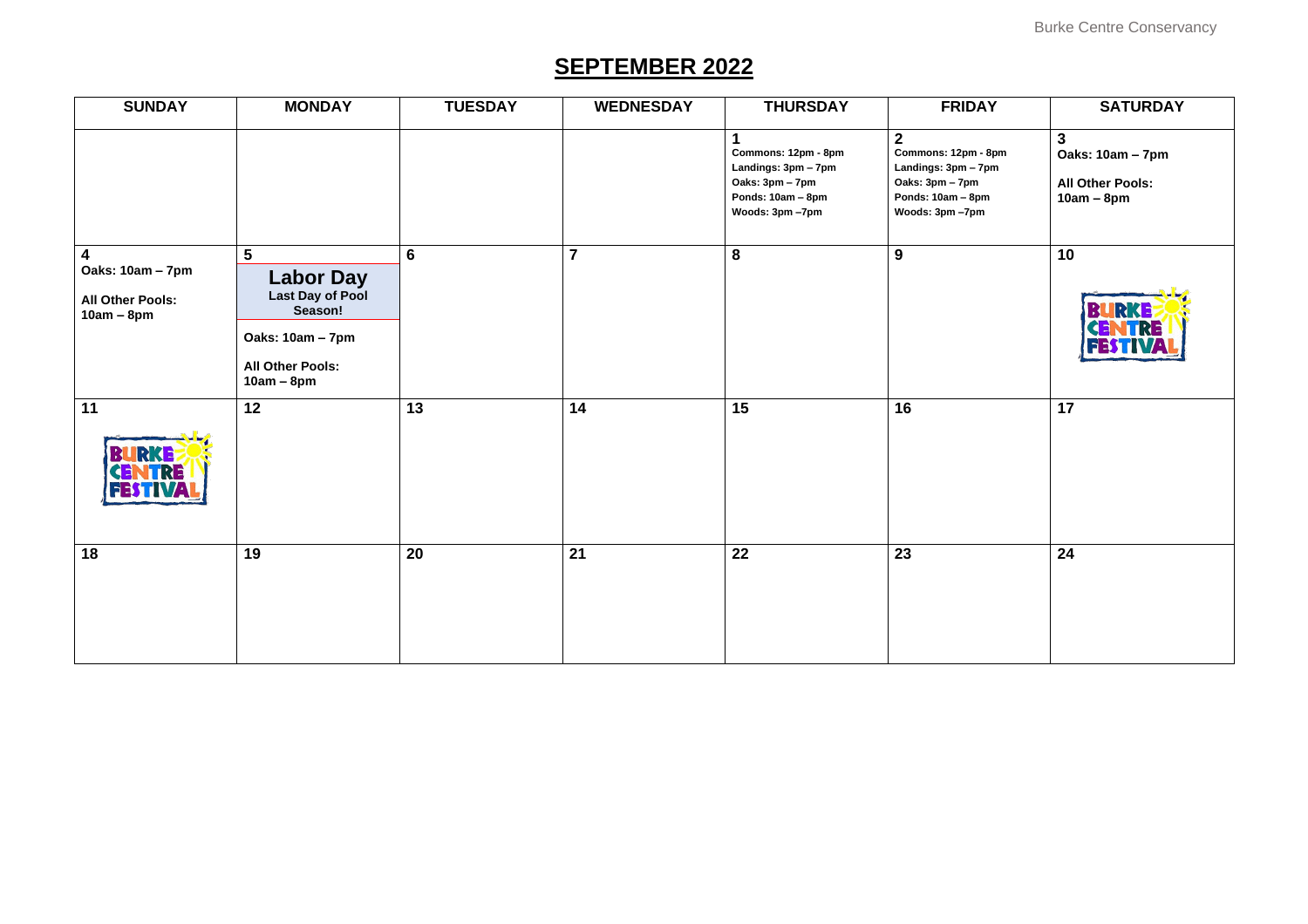# SEPTEMBER 2022

| SUNDAY | MONDAY | TUESDAY | WEDNESDAY | THURSDAY | FRIDAY | SATURDAY |
|---|---|---|---|---|---|---|
| | | | | **1** Commons: 12pm - 8pm Landings: 3pm – 7pm Oaks: 3pm – 7pm Ponds: 10am – 8pm Woods: 3pm –7pm | **2** Commons: 12pm - 8pm Landings: 3pm – 7pm Oaks: 3pm – 7pm Ponds: 10am – 8pm Woods: 3pm –7pm | **3** Oaks: 10am – 7pm All Other Pools: 10am – 8pm |
| **4** Oaks: 10am – 7pm All Other Pools: 10am – 8pm | **5** **Labor Day** Last Day of Pool Season! Oaks: 10am – 7pm All Other Pools: 10am – 8pm | **6** | **7** | **8** | **9** | **10** BURKE CENTRE FESTIVAL |
| **11** BURKE CENTRE FESTIVAL | **12** | **13** | **14** | **15** | **16** | **17** |
| **18** | **19** | **20** | **21** | **22** | **23** | **24** |